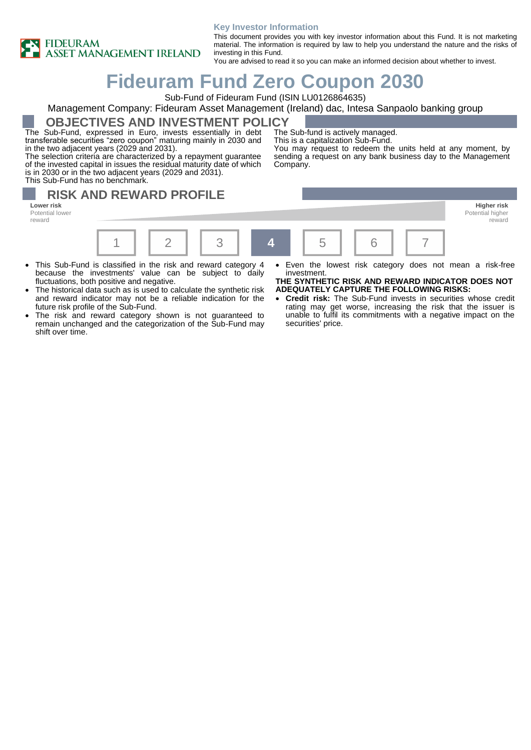FIDEURAM ASSET MANAGEMENT IRELAND

**Key Investor Information**

This document provides you with key investor information about this Fund. It is not marketing material. The information is required by law to help you understand the nature and the risks of investing in this Fund.

You are advised to read it so you can make an informed decision about whether to invest.

# Fideuram Fund Zero Coupon 2030

Sub-Fund of Fideuram Fund (ISIN LU0126864635)

Management Company: Fideuram Asset Management (Ireland) dac, Intesa Sanpaolo banking group

## OBJECTIVES AND INVESTMENT POLICY

The Sub-Fund, expressed in Euro, invests essentially in debt transferable securities "zero coupon" maturing mainly in 2030 and in the two adjacent years (2029 and 2031).

The selection criteria are characterized by a repayment guarantee of the invested capital in issues the residual maturity date of which is in 2030 or in the two adjacent years (2029 and 2031).

This Sub-Fund has no benchmark.

The Sub-fund is actively managed.

This is a capitalization Sub-Fund.

You may request to redeem the units held at any moment, by sending a request on any bank business day to the Management Company.

## RISK AND REWARD PROFILE

**Lower risk** Potential lower reward — **Higher risk** Potential higher reward

| 1 | 2 | 3 | **4** | 5 | 6 | 7 |
|---|---|---|---|---|---|---|

- This Sub-Fund is classified in the risk and reward category 4 because the investments' value can be subject to daily fluctuations, both positive and negative.
- The historical data such as is used to calculate the synthetic risk and reward indicator may not be a reliable indication for the future risk profile of the Sub-Fund.
- The risk and reward category shown is not guaranteed to remain unchanged and the categorization of the Sub-Fund may shift over time.
- Even the lowest risk category does not mean a risk-free investment.

**THE SYNTHETIC RISK AND REWARD INDICATOR DOES NOT ADEQUATELY CAPTURE THE FOLLOWING RISKS:**

- **Credit risk:** The Sub-Fund invests in securities whose credit rating may get worse, increasing the risk that the issuer is unable to fulfil its commitments with a negative impact on the securities' price.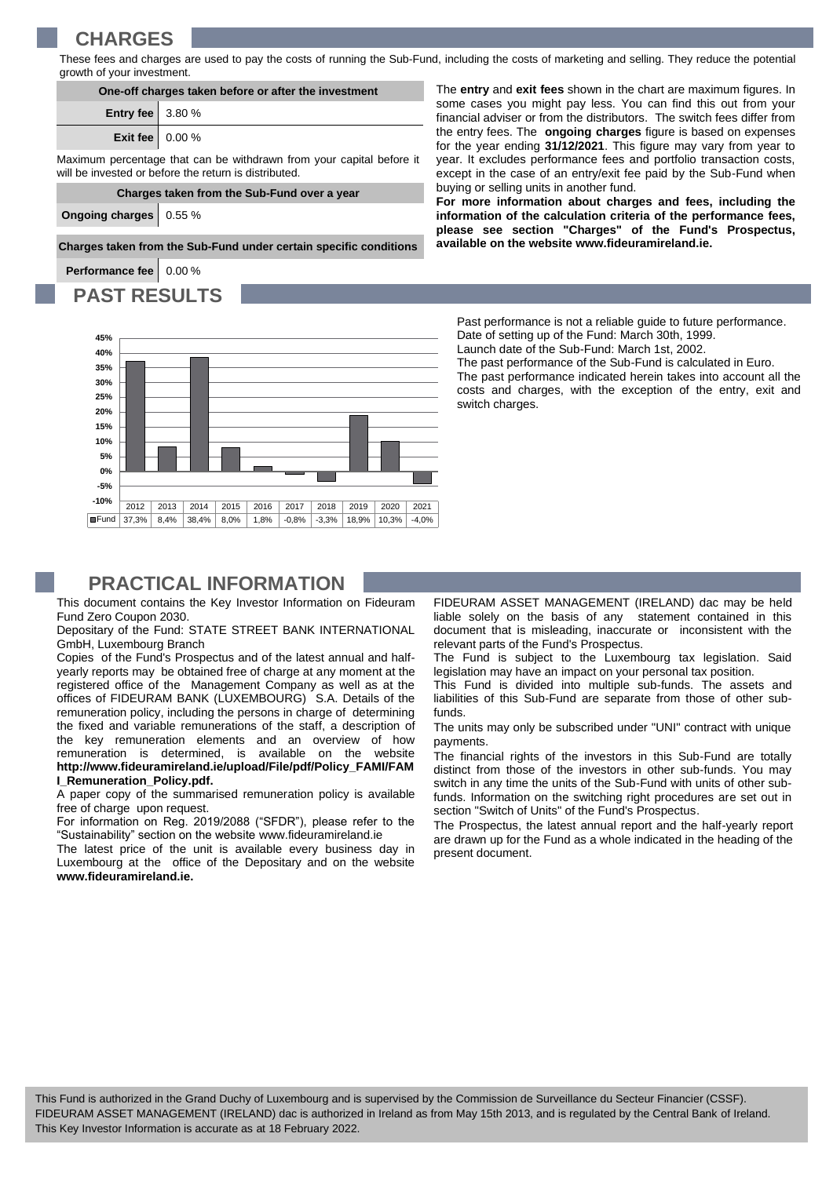## CHARGES

These fees and charges are used to pay the costs of running the Sub-Fund, including the costs of marketing and selling. They reduce the potential growth of your investment.

| One-off charges taken before or after the investment | |
|---|---|
| **Entry fee** | 3.80 % |
| **Exit fee** | 0.00 % |

Maximum percentage that can be withdrawn from your capital before it will be invested or before the return is distributed.

| Charges taken from the Sub-Fund over a year | |
|---|---|
| **Ongoing charges** | 0.55 % |

| Charges taken from the Sub-Fund under certain specific conditions | |
|---|---|
| **Performance fee** | 0.00 % |

The **entry** and **exit fees** shown in the chart are maximum figures. In some cases you might pay less. You can find this out from your financial adviser or from the distributors. The switch fees differ from the entry fees. The **ongoing charges** figure is based on expenses for the year ending **31/12/2021**. This figure may vary from year to year. It excludes performance fees and portfolio transaction costs, except in the case of an entry/exit fee paid by the Sub-Fund when buying or selling units in another fund.

**For more information about charges and fees, including the information of the calculation criteria of the performance fees, please see section "Charges" of the Fund's Prospectus, available on the website www.fideuramireland.ie.**

## PAST RESULTS

45%
40%
35%
30%
25%
20%
15%
10%
5%
0%
-5%
-10%

2012 2013 2014 2015 2016 2017 2018 2019 2020 2021

Fund 37,3% 8,4% 38,4% 8,0% 1,8% -0,8% -3,3% 18,9% 10,3% -4,0%

Past performance is not a reliable guide to future performance.
Date of setting up of the Fund: March 30th, 1999.
Launch date of the Sub-Fund: March 1st, 2002.
The past performance of the Sub-Fund is calculated in Euro.
The past performance indicated herein takes into account all the costs and charges, with the exception of the entry, exit and switch charges.

## PRACTICAL INFORMATION

This document contains the Key Investor Information on Fideuram Fund Zero Coupon 2030.

Depositary of the Fund: STATE STREET BANK INTERNATIONAL GmbH, Luxembourg Branch

Copies of the Fund's Prospectus and of the latest annual and half-yearly reports may be obtained free of charge at any moment at the registered office of the Management Company as well as at the offices of FIDEURAM BANK (LUXEMBOURG) S.A. Details of the remuneration policy, including the persons in charge of determining the fixed and variable remunerations of the staff, a description of the key remuneration elements and an overview of how remuneration is determined, is available on the website **http://www.fideuramireland.ie/upload/File/pdf/Policy_FAMI/FAMI_Remuneration_Policy.pdf.**

A paper copy of the summarised remuneration policy is available free of charge upon request.

For information on Reg. 2019/2088 ("SFDR"), please refer to the "Sustainability" section on the website www.fideuramireland.ie

The latest price of the unit is available every business day in Luxembourg at the office of the Depositary and on the website **www.fideuramireland.ie.**

FIDEURAM ASSET MANAGEMENT (IRELAND) dac may be held liable solely on the basis of any statement contained in this document that is misleading, inaccurate or inconsistent with the relevant parts of the Fund's Prospectus.

The Fund is subject to the Luxembourg tax legislation. Said legislation may have an impact on your personal tax position.

This Fund is divided into multiple sub-funds. The assets and liabilities of this Sub-Fund are separate from those of other sub-funds.

The units may only be subscribed under "UNI" contract with unique payments.

The financial rights of the investors in this Sub-Fund are totally distinct from those of the investors in other sub-funds. You may switch in any time the units of the Sub-Fund with units of other sub-funds. Information on the switching right procedures are set out in section "Switch of Units" of the Fund's Prospectus.

The Prospectus, the latest annual report and the half-yearly report are drawn up for the Fund as a whole indicated in the heading of the present document.

This Fund is authorized in the Grand Duchy of Luxembourg and is supervised by the Commission de Surveillance du Secteur Financier (CSSF).
FIDEURAM ASSET MANAGEMENT (IRELAND) dac is authorized in Ireland as from May 15th 2013, and is regulated by the Central Bank of Ireland.
This Key Investor Information is accurate as at 18 February 2022.